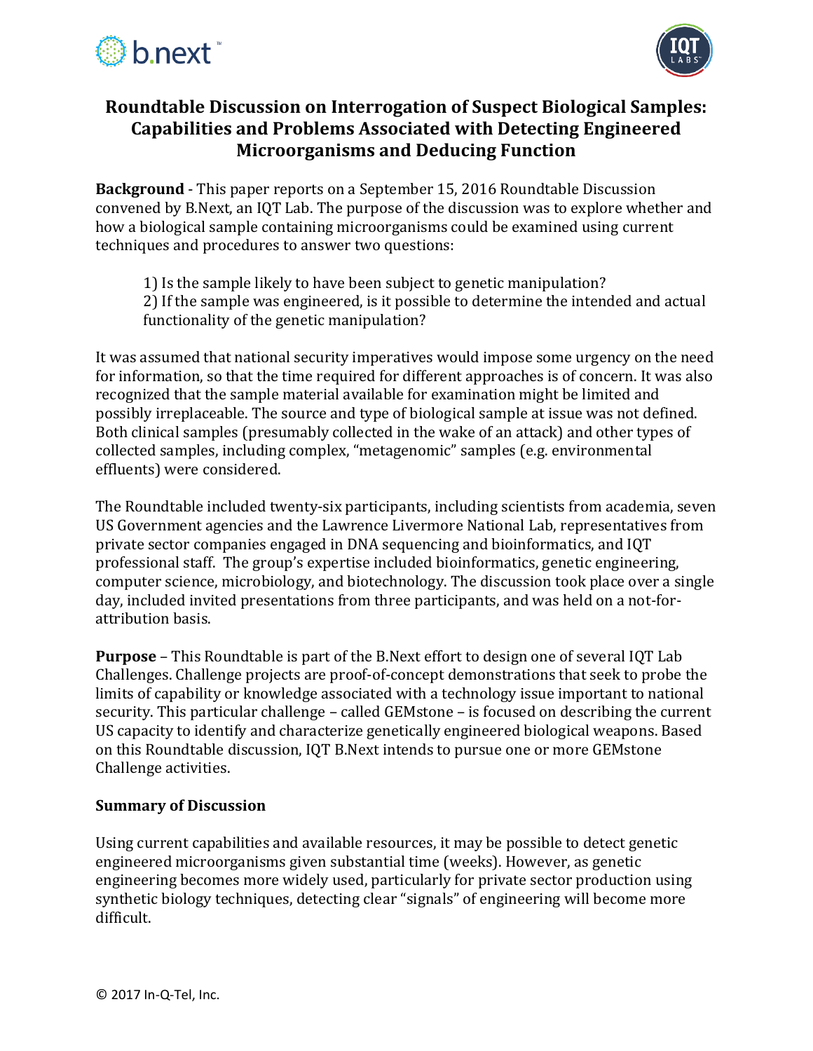# Roundtable Discussion on Interrogation of Suspect Biological Samples: Capabilities and Problems Associated with Detecting Engineered Microorganisms and Deducing Function

**Background** - This paper reports on a September 15, 2016 Roundtable Discussion convened by B.Next, an IQT Lab. The purpose of the discussion was to explore whether and how a biological sample containing microorganisms could be examined using current techniques and procedures to answer two questions:

> 1) Is the sample likely to have been subject to genetic manipulation?
> 2) If the sample was engineered, is it possible to determine the intended and actual functionality of the genetic manipulation?

It was assumed that national security imperatives would impose some urgency on the need for information, so that the time required for different approaches is of concern. It was also recognized that the sample material available for examination might be limited and possibly irreplaceable. The source and type of biological sample at issue was not defined. Both clinical samples (presumably collected in the wake of an attack) and other types of collected samples, including complex, "metagenomic" samples (e.g. environmental effluents) were considered.

The Roundtable included twenty-six participants, including scientists from academia, seven US Government agencies and the Lawrence Livermore National Lab, representatives from private sector companies engaged in DNA sequencing and bioinformatics, and IQT professional staff. The group's expertise included bioinformatics, genetic engineering, computer science, microbiology, and biotechnology. The discussion took place over a single day, included invited presentations from three participants, and was held on a not-for-attribution basis.

**Purpose** – This Roundtable is part of the B.Next effort to design one of several IQT Lab Challenges. Challenge projects are proof-of-concept demonstrations that seek to probe the limits of capability or knowledge associated with a technology issue important to national security. This particular challenge – called GEMstone – is focused on describing the current US capacity to identify and characterize genetically engineered biological weapons. Based on this Roundtable discussion, IQT B.Next intends to pursue one or more GEMstone Challenge activities.

**Summary of Discussion**

Using current capabilities and available resources, it may be possible to detect genetic engineered microorganisms given substantial time (weeks). However, as genetic engineering becomes more widely used, particularly for private sector production using synthetic biology techniques, detecting clear "signals" of engineering will become more difficult.

© 2017 In-Q-Tel, Inc.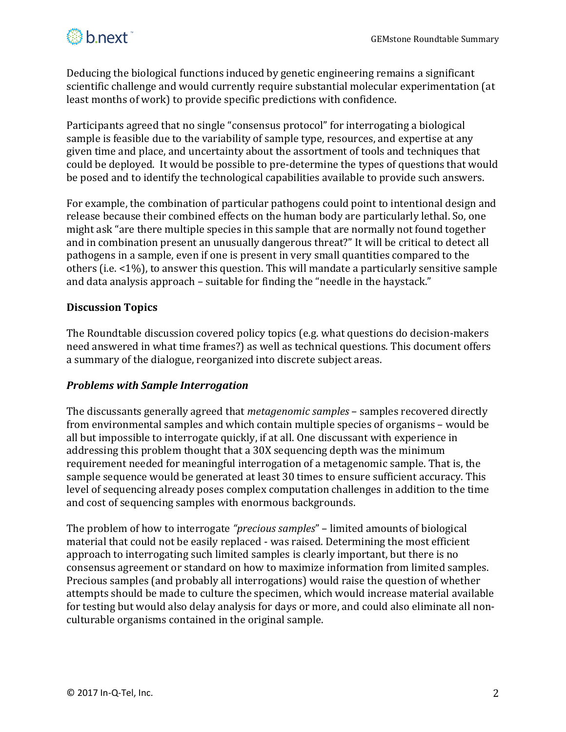Deducing the biological functions induced by genetic engineering remains a significant scientific challenge and would currently require substantial molecular experimentation (at least months of work) to provide specific predictions with confidence.

Participants agreed that no single "consensus protocol" for interrogating a biological sample is feasible due to the variability of sample type, resources, and expertise at any given time and place, and uncertainty about the assortment of tools and techniques that could be deployed. It would be possible to pre-determine the types of questions that would be posed and to identify the technological capabilities available to provide such answers.

For example, the combination of particular pathogens could point to intentional design and release because their combined effects on the human body are particularly lethal. So, one might ask "are there multiple species in this sample that are normally not found together and in combination present an unusually dangerous threat?" It will be critical to detect all pathogens in a sample, even if one is present in very small quantities compared to the others (i.e. <1%), to answer this question. This will mandate a particularly sensitive sample and data analysis approach – suitable for finding the "needle in the haystack."

**Discussion Topics**

The Roundtable discussion covered policy topics (e.g. what questions do decision-makers need answered in what time frames?) as well as technical questions. This document offers a summary of the dialogue, reorganized into discrete subject areas.

***Problems with Sample Interrogation***

The discussants generally agreed that *metagenomic samples* – samples recovered directly from environmental samples and which contain multiple species of organisms – would be all but impossible to interrogate quickly, if at all. One discussant with experience in addressing this problem thought that a 30X sequencing depth was the minimum requirement needed for meaningful interrogation of a metagenomic sample. That is, the sample sequence would be generated at least 30 times to ensure sufficient accuracy. This level of sequencing already poses complex computation challenges in addition to the time and cost of sequencing samples with enormous backgrounds.

The problem of how to interrogate *"precious samples"* – limited amounts of biological material that could not be easily replaced - was raised. Determining the most efficient approach to interrogating such limited samples is clearly important, but there is no consensus agreement or standard on how to maximize information from limited samples. Precious samples (and probably all interrogations) would raise the question of whether attempts should be made to culture the specimen, which would increase material available for testing but would also delay analysis for days or more, and could also eliminate all non-culturable organisms contained in the original sample.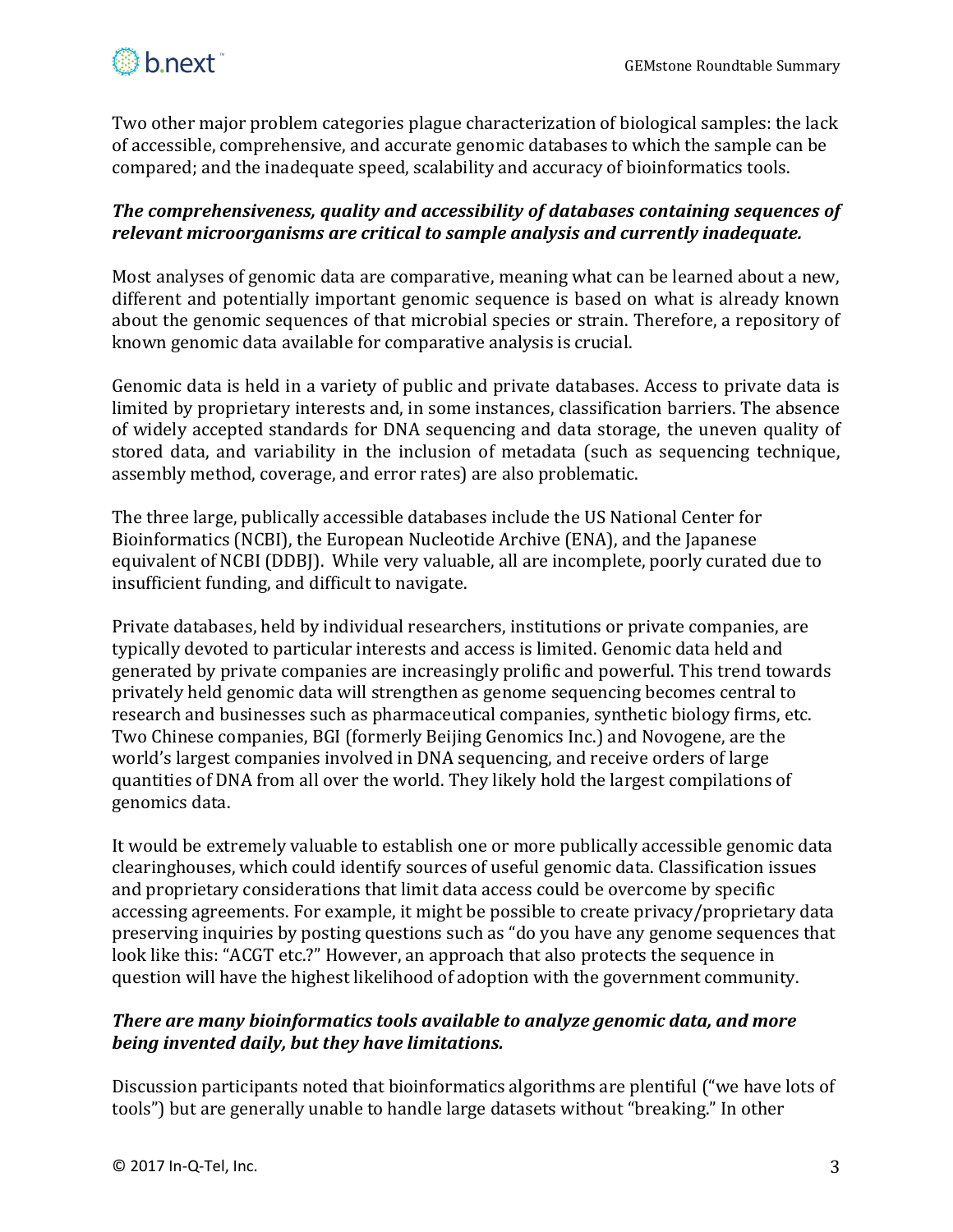Two other major problem categories plague characterization of biological samples: the lack of accessible, comprehensive, and accurate genomic databases to which the sample can be compared; and the inadequate speed, scalability and accuracy of bioinformatics tools.

***The comprehensiveness, quality and accessibility of databases containing sequences of relevant microorganisms are critical to sample analysis and currently inadequate.***

Most analyses of genomic data are comparative, meaning what can be learned about a new, different and potentially important genomic sequence is based on what is already known about the genomic sequences of that microbial species or strain. Therefore, a repository of known genomic data available for comparative analysis is crucial.

Genomic data is held in a variety of public and private databases. Access to private data is limited by proprietary interests and, in some instances, classification barriers. The absence of widely accepted standards for DNA sequencing and data storage, the uneven quality of stored data, and variability in the inclusion of metadata (such as sequencing technique, assembly method, coverage, and error rates) are also problematic.

The three large, publically accessible databases include the US National Center for Bioinformatics (NCBI), the European Nucleotide Archive (ENA), and the Japanese equivalent of NCBI (DDBJ). While very valuable, all are incomplete, poorly curated due to insufficient funding, and difficult to navigate.

Private databases, held by individual researchers, institutions or private companies, are typically devoted to particular interests and access is limited. Genomic data held and generated by private companies are increasingly prolific and powerful. This trend towards privately held genomic data will strengthen as genome sequencing becomes central to research and businesses such as pharmaceutical companies, synthetic biology firms, etc. Two Chinese companies, BGI (formerly Beijing Genomics Inc.) and Novogene, are the world's largest companies involved in DNA sequencing, and receive orders of large quantities of DNA from all over the world. They likely hold the largest compilations of genomics data.

It would be extremely valuable to establish one or more publically accessible genomic data clearinghouses, which could identify sources of useful genomic data. Classification issues and proprietary considerations that limit data access could be overcome by specific accessing agreements. For example, it might be possible to create privacy/proprietary data preserving inquiries by posting questions such as "do you have any genome sequences that look like this: "ACGT etc.?" However, an approach that also protects the sequence in question will have the highest likelihood of adoption with the government community.

***There are many bioinformatics tools available to analyze genomic data, and more being invented daily, but they have limitations.***

Discussion participants noted that bioinformatics algorithms are plentiful ("we have lots of tools") but are generally unable to handle large datasets without "breaking." In other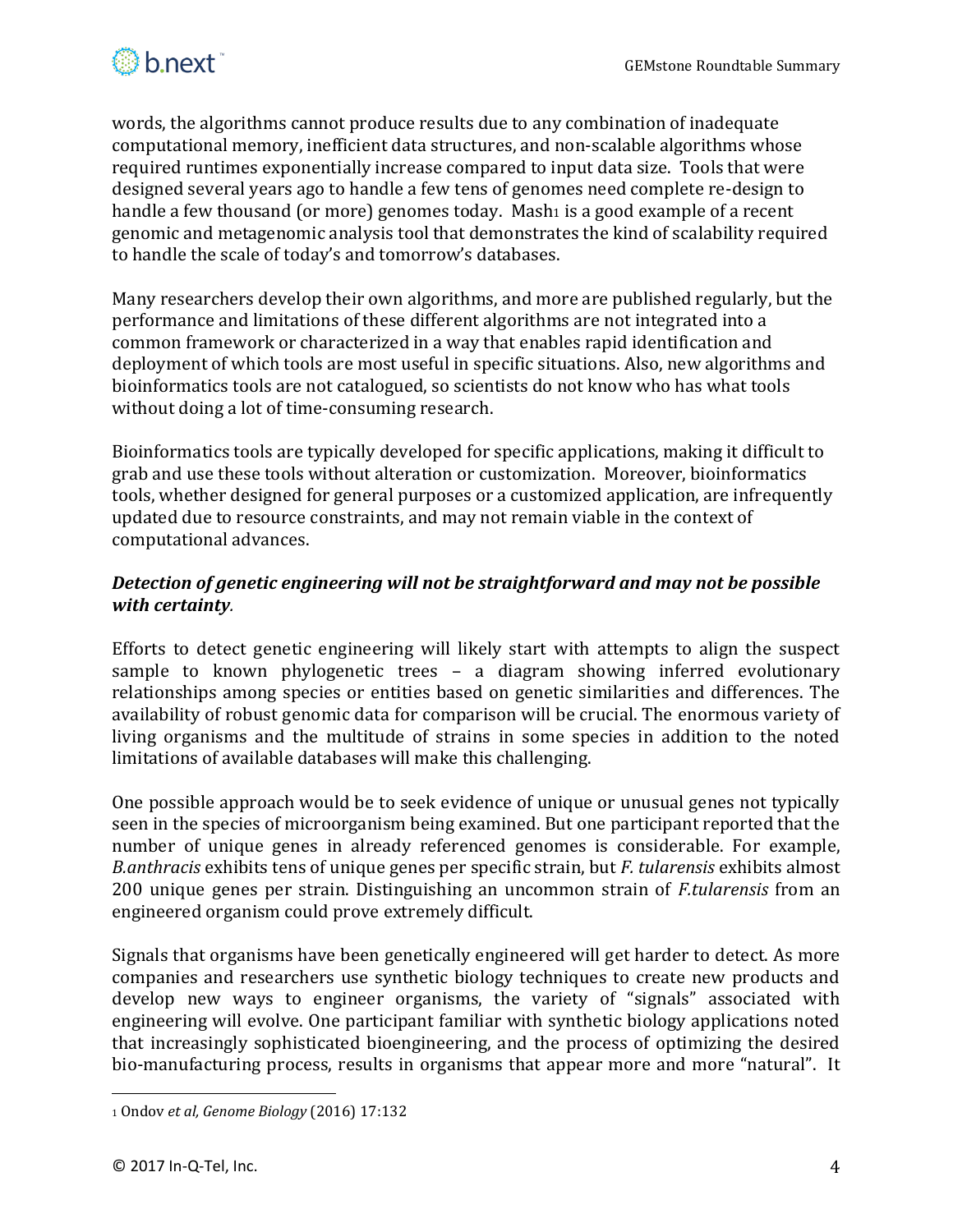words, the algorithms cannot produce results due to any combination of inadequate computational memory, inefficient data structures, and non-scalable algorithms whose required runtimes exponentially increase compared to input data size. Tools that were designed several years ago to handle a few tens of genomes need complete re-design to handle a few thousand (or more) genomes today. Mash[1] is a good example of a recent genomic and metagenomic analysis tool that demonstrates the kind of scalability required to handle the scale of today's and tomorrow's databases.

Many researchers develop their own algorithms, and more are published regularly, but the performance and limitations of these different algorithms are not integrated into a common framework or characterized in a way that enables rapid identification and deployment of which tools are most useful in specific situations. Also, new algorithms and bioinformatics tools are not catalogued, so scientists do not know who has what tools without doing a lot of time-consuming research.

Bioinformatics tools are typically developed for specific applications, making it difficult to grab and use these tools without alteration or customization. Moreover, bioinformatics tools, whether designed for general purposes or a customized application, are infrequently updated due to resource constraints, and may not remain viable in the context of computational advances.

***Detection of genetic engineering will not be straightforward and may not be possible with certainty.***

Efforts to detect genetic engineering will likely start with attempts to align the suspect sample to known phylogenetic trees – a diagram showing inferred evolutionary relationships among species or entities based on genetic similarities and differences. The availability of robust genomic data for comparison will be crucial. The enormous variety of living organisms and the multitude of strains in some species in addition to the noted limitations of available databases will make this challenging.

One possible approach would be to seek evidence of unique or unusual genes not typically seen in the species of microorganism being examined. But one participant reported that the number of unique genes in already referenced genomes is considerable. For example, *B.anthracis* exhibits tens of unique genes per specific strain, but *F. tularensis* exhibits almost 200 unique genes per strain. Distinguishing an uncommon strain of *F.tularensis* from an engineered organism could prove extremely difficult.

Signals that organisms have been genetically engineered will get harder to detect. As more companies and researchers use synthetic biology techniques to create new products and develop new ways to engineer organisms, the variety of "signals" associated with engineering will evolve. One participant familiar with synthetic biology applications noted that increasingly sophisticated bioengineering, and the process of optimizing the desired bio-manufacturing process, results in organisms that appear more and more "natural". It

[1] Ondov *et al, Genome Biology* (2016) 17:132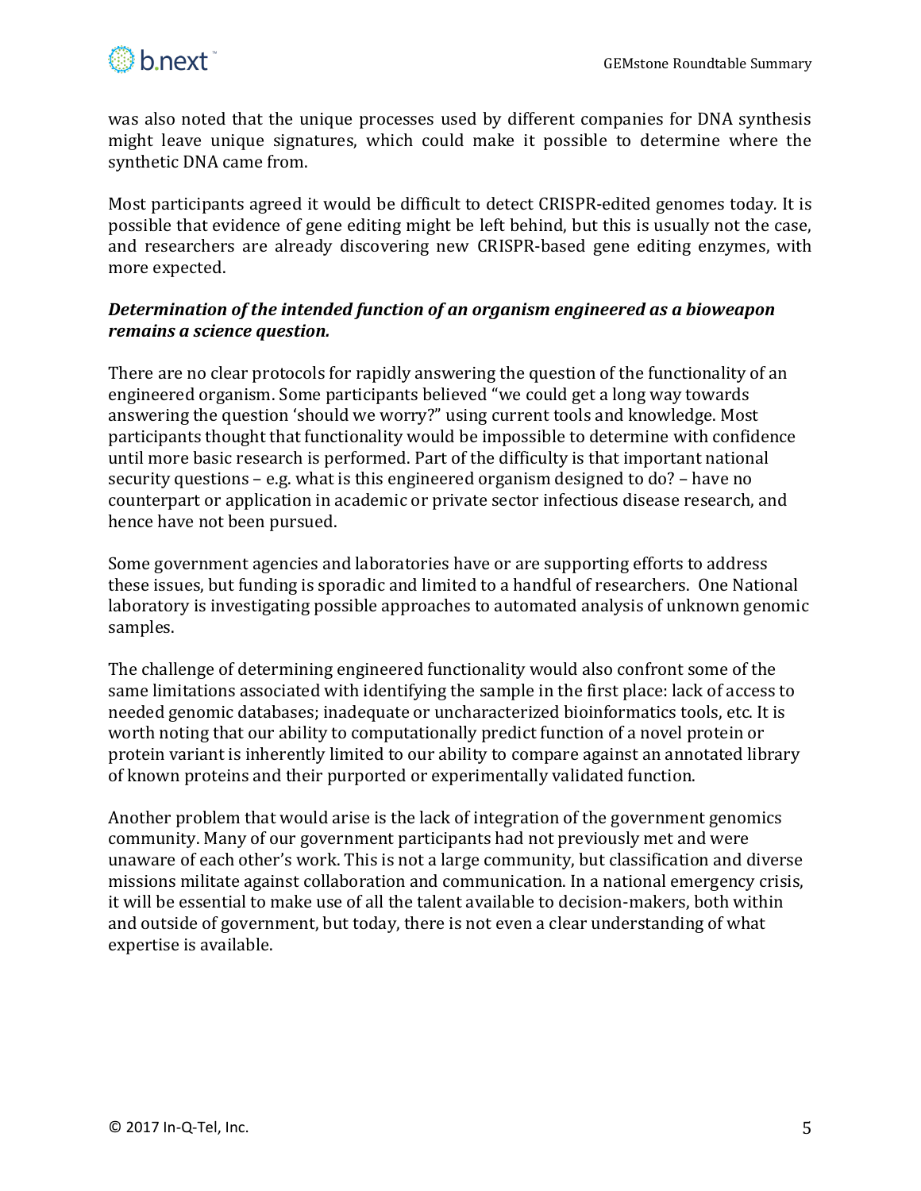was also noted that the unique processes used by different companies for DNA synthesis might leave unique signatures, which could make it possible to determine where the synthetic DNA came from.

Most participants agreed it would be difficult to detect CRISPR-edited genomes today. It is possible that evidence of gene editing might be left behind, but this is usually not the case, and researchers are already discovering new CRISPR-based gene editing enzymes, with more expected.

***Determination of the intended function of an organism engineered as a bioweapon remains a science question.***

There are no clear protocols for rapidly answering the question of the functionality of an engineered organism. Some participants believed "we could get a long way towards answering the question 'should we worry?" using current tools and knowledge. Most participants thought that functionality would be impossible to determine with confidence until more basic research is performed. Part of the difficulty is that important national security questions – e.g. what is this engineered organism designed to do? – have no counterpart or application in academic or private sector infectious disease research, and hence have not been pursued.

Some government agencies and laboratories have or are supporting efforts to address these issues, but funding is sporadic and limited to a handful of researchers. One National laboratory is investigating possible approaches to automated analysis of unknown genomic samples.

The challenge of determining engineered functionality would also confront some of the same limitations associated with identifying the sample in the first place: lack of access to needed genomic databases; inadequate or uncharacterized bioinformatics tools, etc. It is worth noting that our ability to computationally predict function of a novel protein or protein variant is inherently limited to our ability to compare against an annotated library of known proteins and their purported or experimentally validated function.

Another problem that would arise is the lack of integration of the government genomics community. Many of our government participants had not previously met and were unaware of each other's work. This is not a large community, but classification and diverse missions militate against collaboration and communication. In a national emergency crisis, it will be essential to make use of all the talent available to decision-makers, both within and outside of government, but today, there is not even a clear understanding of what expertise is available.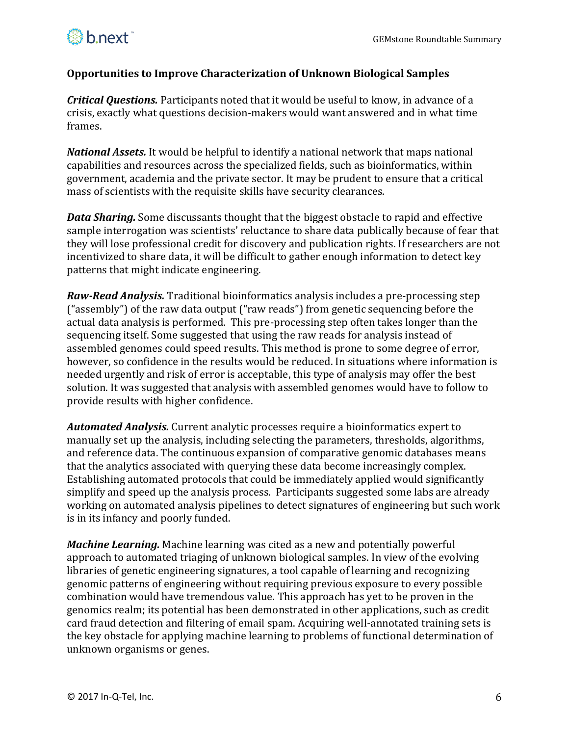**Opportunities to Improve Characterization of Unknown Biological Samples**

***Critical Questions.*** Participants noted that it would be useful to know, in advance of a crisis, exactly what questions decision-makers would want answered and in what time frames.

***National Assets.*** It would be helpful to identify a national network that maps national capabilities and resources across the specialized fields, such as bioinformatics, within government, academia and the private sector. It may be prudent to ensure that a critical mass of scientists with the requisite skills have security clearances.

***Data Sharing.*** Some discussants thought that the biggest obstacle to rapid and effective sample interrogation was scientists' reluctance to share data publically because of fear that they will lose professional credit for discovery and publication rights. If researchers are not incentivized to share data, it will be difficult to gather enough information to detect key patterns that might indicate engineering.

***Raw-Read Analysis.*** Traditional bioinformatics analysis includes a pre-processing step ("assembly") of the raw data output ("raw reads") from genetic sequencing before the actual data analysis is performed. This pre-processing step often takes longer than the sequencing itself. Some suggested that using the raw reads for analysis instead of assembled genomes could speed results. This method is prone to some degree of error, however, so confidence in the results would be reduced. In situations where information is needed urgently and risk of error is acceptable, this type of analysis may offer the best solution. It was suggested that analysis with assembled genomes would have to follow to provide results with higher confidence.

***Automated Analysis.*** Current analytic processes require a bioinformatics expert to manually set up the analysis, including selecting the parameters, thresholds, algorithms, and reference data. The continuous expansion of comparative genomic databases means that the analytics associated with querying these data become increasingly complex. Establishing automated protocols that could be immediately applied would significantly simplify and speed up the analysis process. Participants suggested some labs are already working on automated analysis pipelines to detect signatures of engineering but such work is in its infancy and poorly funded.

***Machine Learning.*** Machine learning was cited as a new and potentially powerful approach to automated triaging of unknown biological samples. In view of the evolving libraries of genetic engineering signatures, a tool capable of learning and recognizing genomic patterns of engineering without requiring previous exposure to every possible combination would have tremendous value. This approach has yet to be proven in the genomics realm; its potential has been demonstrated in other applications, such as credit card fraud detection and filtering of email spam. Acquiring well-annotated training sets is the key obstacle for applying machine learning to problems of functional determination of unknown organisms or genes.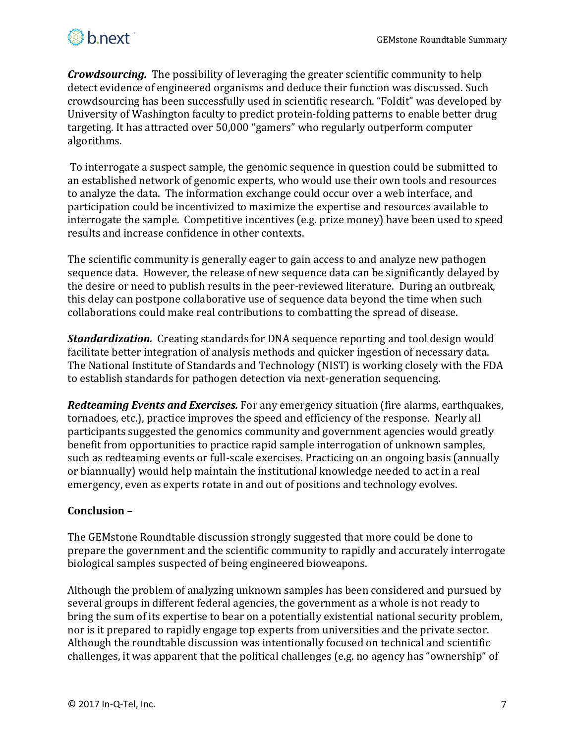***Crowdsourcing.*** The possibility of leveraging the greater scientific community to help detect evidence of engineered organisms and deduce their function was discussed. Such crowdsourcing has been successfully used in scientific research. "Foldit" was developed by University of Washington faculty to predict protein-folding patterns to enable better drug targeting. It has attracted over 50,000 "gamers" who regularly outperform computer algorithms.

To interrogate a suspect sample, the genomic sequence in question could be submitted to an established network of genomic experts, who would use their own tools and resources to analyze the data. The information exchange could occur over a web interface, and participation could be incentivized to maximize the expertise and resources available to interrogate the sample. Competitive incentives (e.g. prize money) have been used to speed results and increase confidence in other contexts.

The scientific community is generally eager to gain access to and analyze new pathogen sequence data. However, the release of new sequence data can be significantly delayed by the desire or need to publish results in the peer-reviewed literature. During an outbreak, this delay can postpone collaborative use of sequence data beyond the time when such collaborations could make real contributions to combatting the spread of disease.

***Standardization.*** Creating standards for DNA sequence reporting and tool design would facilitate better integration of analysis methods and quicker ingestion of necessary data. The National Institute of Standards and Technology (NIST) is working closely with the FDA to establish standards for pathogen detection via next-generation sequencing.

***Redteaming Events and Exercises.*** For any emergency situation (fire alarms, earthquakes, tornadoes, etc.), practice improves the speed and efficiency of the response. Nearly all participants suggested the genomics community and government agencies would greatly benefit from opportunities to practice rapid sample interrogation of unknown samples, such as redteaming events or full-scale exercises. Practicing on an ongoing basis (annually or biannually) would help maintain the institutional knowledge needed to act in a real emergency, even as experts rotate in and out of positions and technology evolves.

**Conclusion –**

The GEMstone Roundtable discussion strongly suggested that more could be done to prepare the government and the scientific community to rapidly and accurately interrogate biological samples suspected of being engineered bioweapons.

Although the problem of analyzing unknown samples has been considered and pursued by several groups in different federal agencies, the government as a whole is not ready to bring the sum of its expertise to bear on a potentially existential national security problem, nor is it prepared to rapidly engage top experts from universities and the private sector. Although the roundtable discussion was intentionally focused on technical and scientific challenges, it was apparent that the political challenges (e.g. no agency has "ownership" of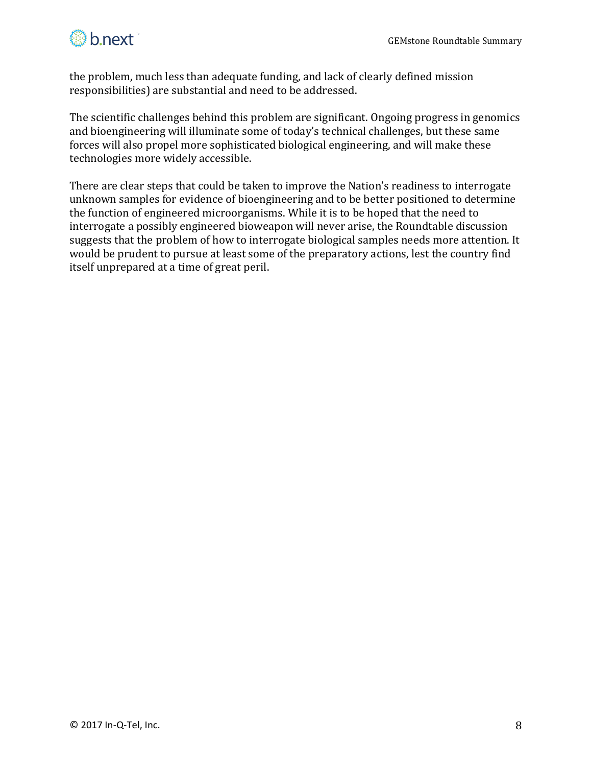the problem, much less than adequate funding, and lack of clearly defined mission responsibilities) are substantial and need to be addressed.

The scientific challenges behind this problem are significant. Ongoing progress in genomics and bioengineering will illuminate some of today's technical challenges, but these same forces will also propel more sophisticated biological engineering, and will make these technologies more widely accessible.

There are clear steps that could be taken to improve the Nation's readiness to interrogate unknown samples for evidence of bioengineering and to be better positioned to determine the function of engineered microorganisms. While it is to be hoped that the need to interrogate a possibly engineered bioweapon will never arise, the Roundtable discussion suggests that the problem of how to interrogate biological samples needs more attention. It would be prudent to pursue at least some of the preparatory actions, lest the country find itself unprepared at a time of great peril.